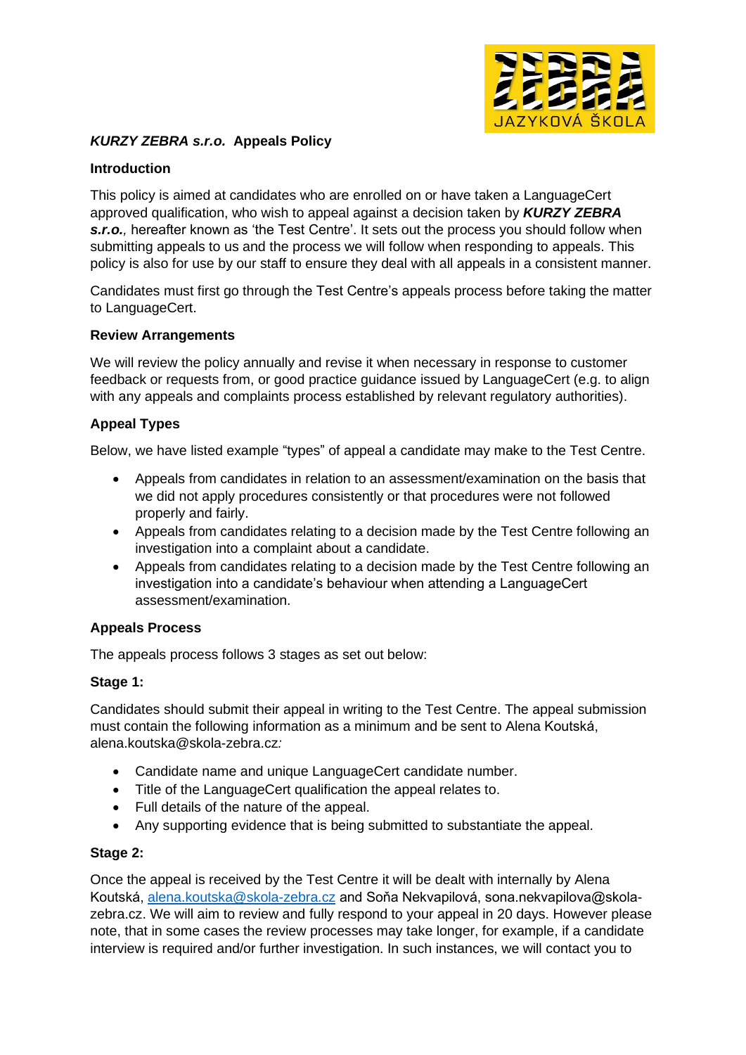***KURZY ZEBRA s.r.o.*** **Appeals Policy**

**Introduction**

This policy is aimed at candidates who are enrolled on or have taken a LanguageCert approved qualification, who wish to appeal against a decision taken by ***KURZY ZEBRA s.r.o.***, hereafter known as 'the Test Centre'. It sets out the process you should follow when submitting appeals to us and the process we will follow when responding to appeals. This policy is also for use by our staff to ensure they deal with all appeals in a consistent manner.

Candidates must first go through the Test Centre's appeals process before taking the matter to LanguageCert.

**Review Arrangements**

We will review the policy annually and revise it when necessary in response to customer feedback or requests from, or good practice guidance issued by LanguageCert (e.g. to align with any appeals and complaints process established by relevant regulatory authorities).

**Appeal Types**

Below, we have listed example "types" of appeal a candidate may make to the Test Centre.

- Appeals from candidates in relation to an assessment/examination on the basis that we did not apply procedures consistently or that procedures were not followed properly and fairly.
- Appeals from candidates relating to a decision made by the Test Centre following an investigation into a complaint about a candidate.
- Appeals from candidates relating to a decision made by the Test Centre following an investigation into a candidate's behaviour when attending a LanguageCert assessment/examination.

**Appeals Process**

The appeals process follows 3 stages as set out below:

**Stage 1:**

Candidates should submit their appeal in writing to the Test Centre. The appeal submission must contain the following information as a minimum and be sent to Alena Koutská, alena.koutska@skola-zebra.cz*:*

- Candidate name and unique LanguageCert candidate number.
- Title of the LanguageCert qualification the appeal relates to.
- Full details of the nature of the appeal.
- Any supporting evidence that is being submitted to substantiate the appeal.

**Stage 2:**

Once the appeal is received by the Test Centre it will be dealt with internally by Alena Koutská, alena.koutska@skola-zebra.cz and Soňa Nekvapilová, sona.nekvapilova@skola-zebra.cz. We will aim to review and fully respond to your appeal in 20 days. However please note, that in some cases the review processes may take longer, for example, if a candidate interview is required and/or further investigation. In such instances, we will contact you to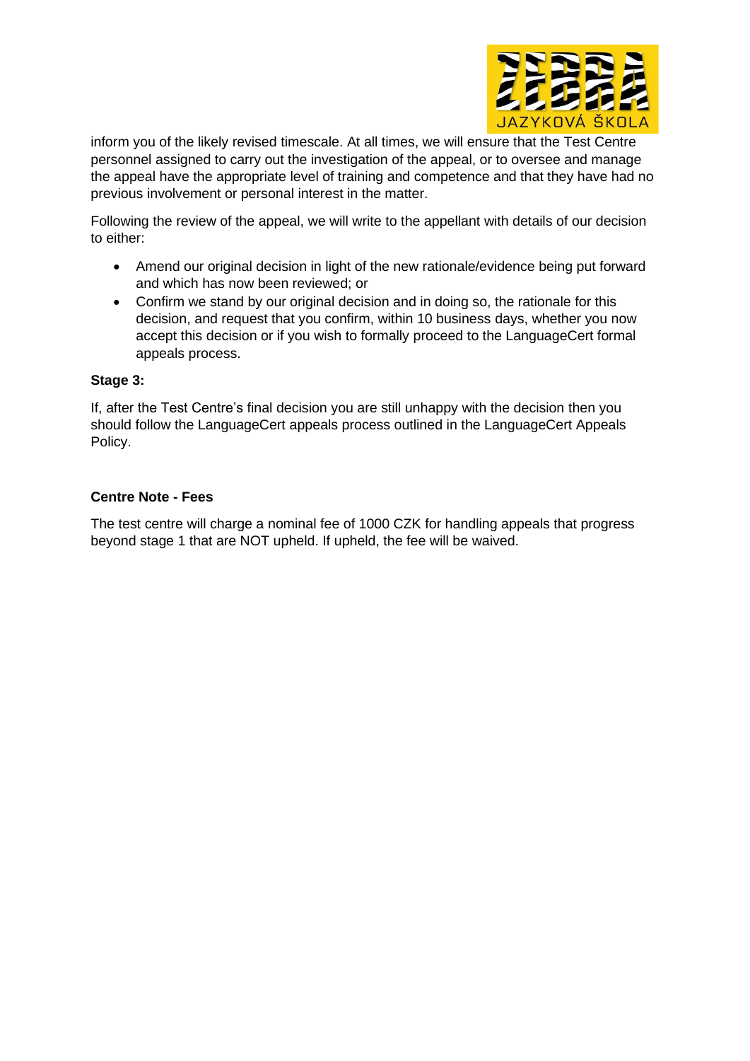inform you of the likely revised timescale. At all times, we will ensure that the Test Centre personnel assigned to carry out the investigation of the appeal, or to oversee and manage the appeal have the appropriate level of training and competence and that they have had no previous involvement or personal interest in the matter.

Following the review of the appeal, we will write to the appellant with details of our decision to either:

- Amend our original decision in light of the new rationale/evidence being put forward and which has now been reviewed; or
- Confirm we stand by our original decision and in doing so, the rationale for this decision, and request that you confirm, within 10 business days, whether you now accept this decision or if you wish to formally proceed to the LanguageCert formal appeals process.

**Stage 3:**

If, after the Test Centre's final decision you are still unhappy with the decision then you should follow the LanguageCert appeals process outlined in the LanguageCert Appeals Policy.

**Centre Note - Fees**

The test centre will charge a nominal fee of 1000 CZK for handling appeals that progress beyond stage 1 that are NOT upheld. If upheld, the fee will be waived.